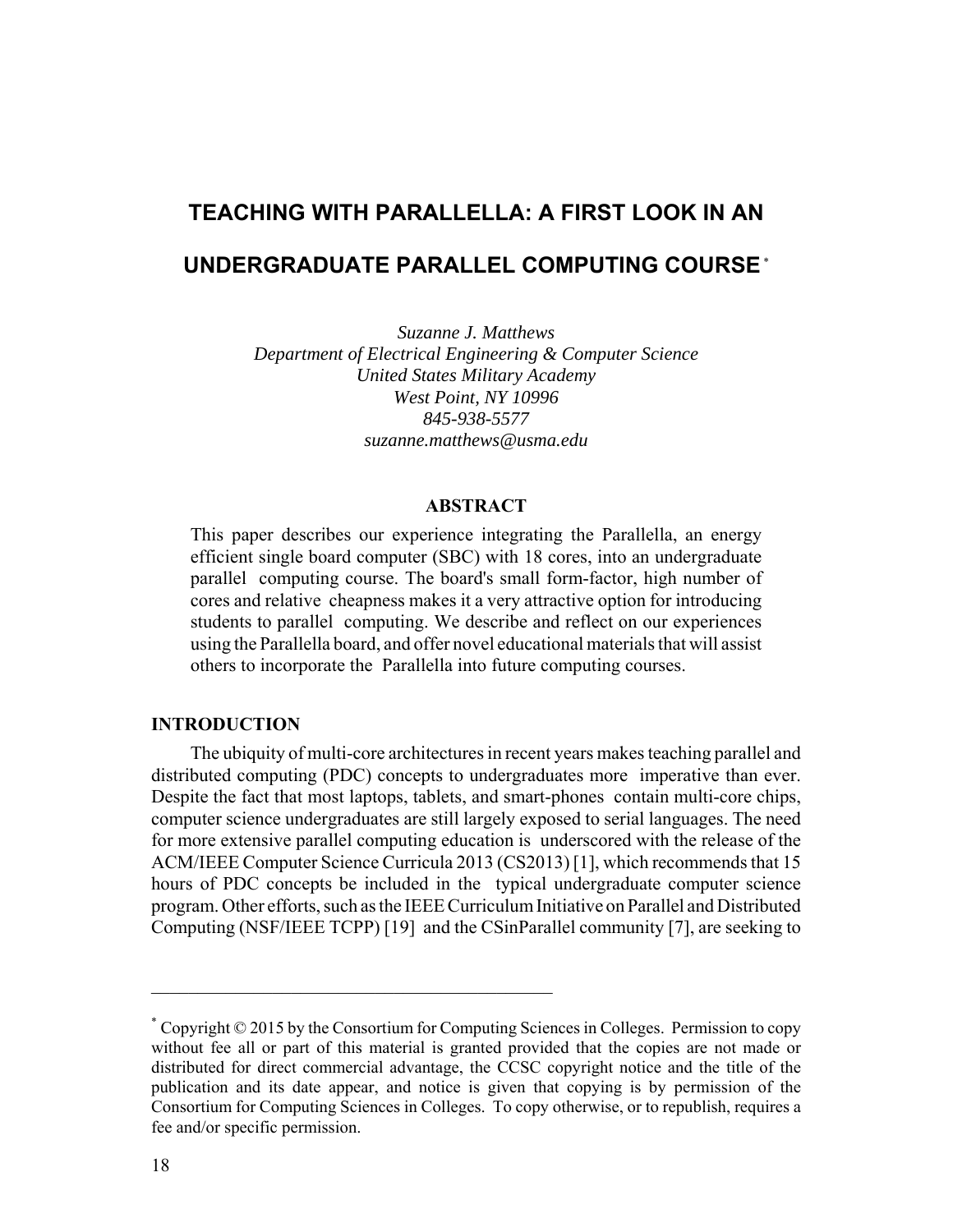# TEACHING WITH PARALLELLA: A FIRST LOOK IN AN UNDERGRADUATE PARALLEL COMPUTING COURSE *

*Suzanne J. Matthews*
*Department of Electrical Engineering & Computer Science*
*United States Military Academy*
*West Point, NY 10996*
*845-938-5577*
*suzanne.matthews@usma.edu*

## ABSTRACT

This paper describes our experience integrating the Parallella, an energy efficient single board computer (SBC) with 18 cores, into an undergraduate parallel computing course. The board's small form-factor, high number of cores and relative cheapness makes it a very attractive option for introducing students to parallel computing. We describe and reflect on our experiences using the Parallella board, and offer novel educational materials that will assist others to incorporate the Parallella into future computing courses.

## INTRODUCTION

The ubiquity of multi-core architectures in recent years makes teaching parallel and distributed computing (PDC) concepts to undergraduates more imperative than ever. Despite the fact that most laptops, tablets, and smart-phones contain multi-core chips, computer science undergraduates are still largely exposed to serial languages. The need for more extensive parallel computing education is underscored with the release of the ACM/IEEE Computer Science Curricula 2013 (CS2013) [1], which recommends that 15 hours of PDC concepts be included in the typical undergraduate computer science program. Other efforts, such as the IEEE Curriculum Initiative on Parallel and Distributed Computing (NSF/IEEE TCPP) [19] and the CSinParallel community [7], are seeking to

---

* Copyright © 2015 by the Consortium for Computing Sciences in Colleges. Permission to copy without fee all or part of this material is granted provided that the copies are not made or distributed for direct commercial advantage, the CCSC copyright notice and the title of the publication and its date appear, and notice is given that copying is by permission of the Consortium for Computing Sciences in Colleges. To copy otherwise, or to republish, requires a fee and/or specific permission.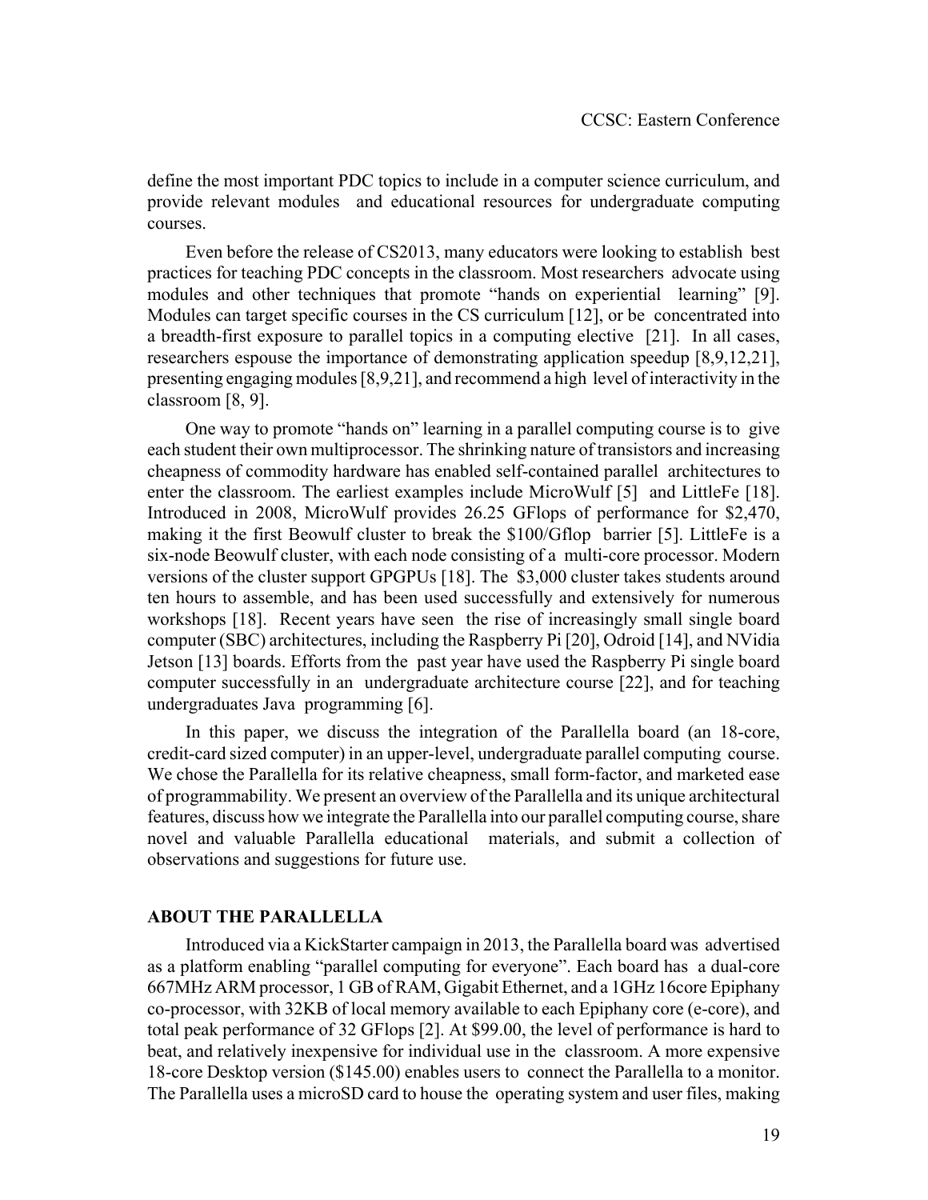define the most important PDC topics to include in a computer science curriculum, and provide relevant modules and educational resources for undergraduate computing courses.

Even before the release of CS2013, many educators were looking to establish best practices for teaching PDC concepts in the classroom. Most researchers advocate using modules and other techniques that promote "hands on experiential learning" [9]. Modules can target specific courses in the CS curriculum [12], or be concentrated into a breadth-first exposure to parallel topics in a computing elective [21]. In all cases, researchers espouse the importance of demonstrating application speedup [8,9,12,21], presenting engaging modules [8,9,21], and recommend a high level of interactivity in the classroom [8, 9].

One way to promote "hands on" learning in a parallel computing course is to give each student their own multiprocessor. The shrinking nature of transistors and increasing cheapness of commodity hardware has enabled self-contained parallel architectures to enter the classroom. The earliest examples include MicroWulf [5] and LittleFe [18]. Introduced in 2008, MicroWulf provides 26.25 GFlops of performance for $2,470, making it the first Beowulf cluster to break the $100/Gflop barrier [5]. LittleFe is a six-node Beowulf cluster, with each node consisting of a multi-core processor. Modern versions of the cluster support GPGPUs [18]. The $3,000 cluster takes students around ten hours to assemble, and has been used successfully and extensively for numerous workshops [18]. Recent years have seen the rise of increasingly small single board computer (SBC) architectures, including the Raspberry Pi [20], Odroid [14], and NVidia Jetson [13] boards. Efforts from the past year have used the Raspberry Pi single board computer successfully in an undergraduate architecture course [22], and for teaching undergraduates Java programming [6].

In this paper, we discuss the integration of the Parallella board (an 18-core, credit-card sized computer) in an upper-level, undergraduate parallel computing course. We chose the Parallella for its relative cheapness, small form-factor, and marketed ease of programmability. We present an overview of the Parallella and its unique architectural features, discuss how we integrate the Parallella into our parallel computing course, share novel and valuable Parallella educational materials, and submit a collection of observations and suggestions for future use.

## ABOUT THE PARALLELLA

Introduced via a KickStarter campaign in 2013, the Parallella board was advertised as a platform enabling "parallel computing for everyone". Each board has a dual-core 667MHz ARM processor, 1 GB of RAM, Gigabit Ethernet, and a 1GHz 16core Epiphany co-processor, with 32KB of local memory available to each Epiphany core (e-core), and total peak performance of 32 GFlops [2]. At $99.00, the level of performance is hard to beat, and relatively inexpensive for individual use in the classroom. A more expensive 18-core Desktop version ($145.00) enables users to connect the Parallella to a monitor. The Parallella uses a microSD card to house the operating system and user files, making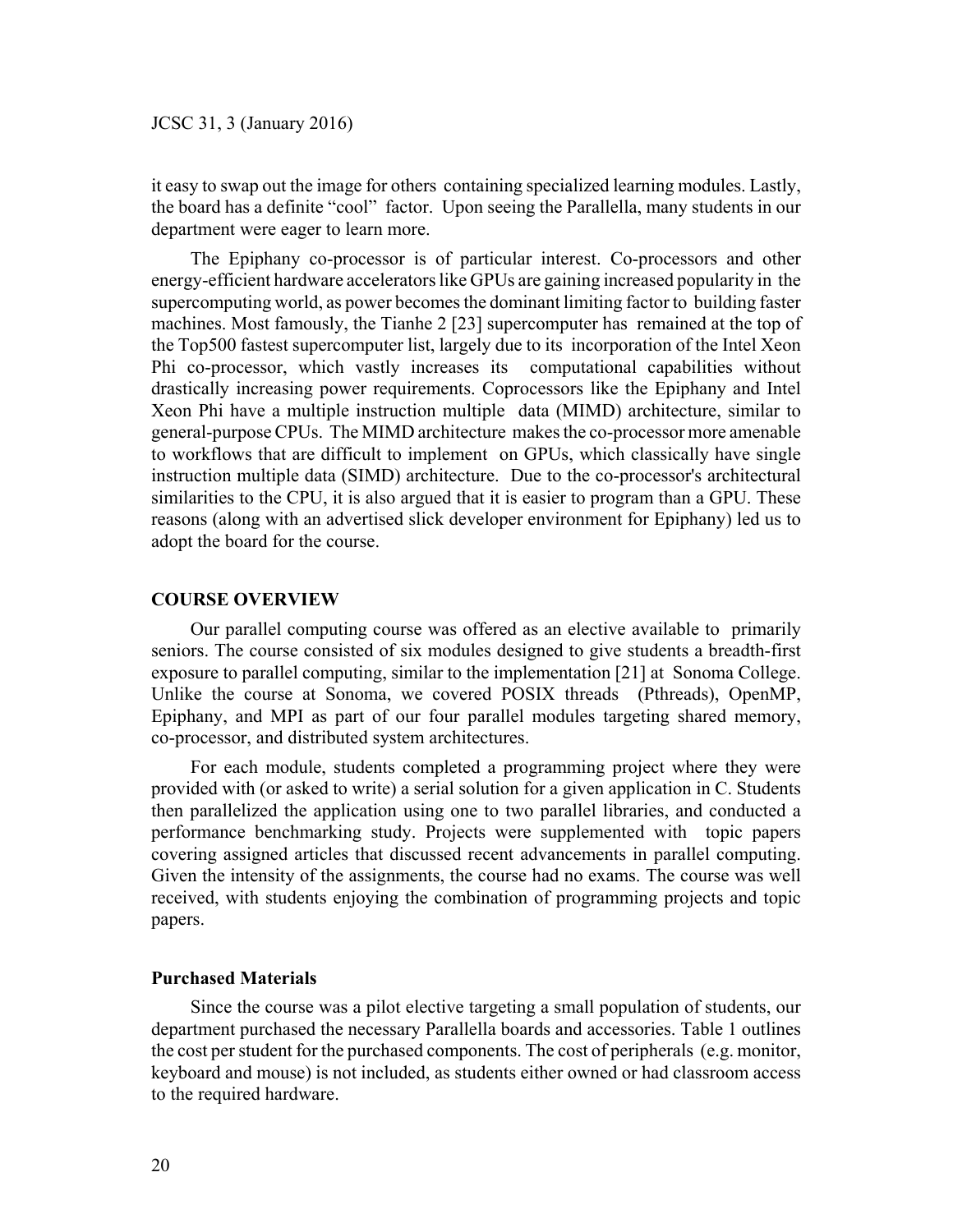it easy to swap out the image for others containing specialized learning modules. Lastly, the board has a definite "cool" factor. Upon seeing the Parallella, many students in our department were eager to learn more.

The Epiphany co-processor is of particular interest. Co-processors and other energy-efficient hardware accelerators like GPUs are gaining increased popularity in the supercomputing world, as power becomes the dominant limiting factor to building faster machines. Most famously, the Tianhe 2 [23] supercomputer has remained at the top of the Top500 fastest supercomputer list, largely due to its incorporation of the Intel Xeon Phi co-processor, which vastly increases its computational capabilities without drastically increasing power requirements. Coprocessors like the Epiphany and Intel Xeon Phi have a multiple instruction multiple data (MIMD) architecture, similar to general-purpose CPUs. The MIMD architecture makes the co-processor more amenable to workflows that are difficult to implement on GPUs, which classically have single instruction multiple data (SIMD) architecture. Due to the co-processor's architectural similarities to the CPU, it is also argued that it is easier to program than a GPU. These reasons (along with an advertised slick developer environment for Epiphany) led us to adopt the board for the course.

## COURSE OVERVIEW

Our parallel computing course was offered as an elective available to primarily seniors. The course consisted of six modules designed to give students a breadth-first exposure to parallel computing, similar to the implementation [21] at Sonoma College. Unlike the course at Sonoma, we covered POSIX threads (Pthreads), OpenMP, Epiphany, and MPI as part of our four parallel modules targeting shared memory, co-processor, and distributed system architectures.

For each module, students completed a programming project where they were provided with (or asked to write) a serial solution for a given application in C. Students then parallelized the application using one to two parallel libraries, and conducted a performance benchmarking study. Projects were supplemented with topic papers covering assigned articles that discussed recent advancements in parallel computing. Given the intensity of the assignments, the course had no exams. The course was well received, with students enjoying the combination of programming projects and topic papers.

### Purchased Materials

Since the course was a pilot elective targeting a small population of students, our department purchased the necessary Parallella boards and accessories. Table 1 outlines the cost per student for the purchased components. The cost of peripherals (e.g. monitor, keyboard and mouse) is not included, as students either owned or had classroom access to the required hardware.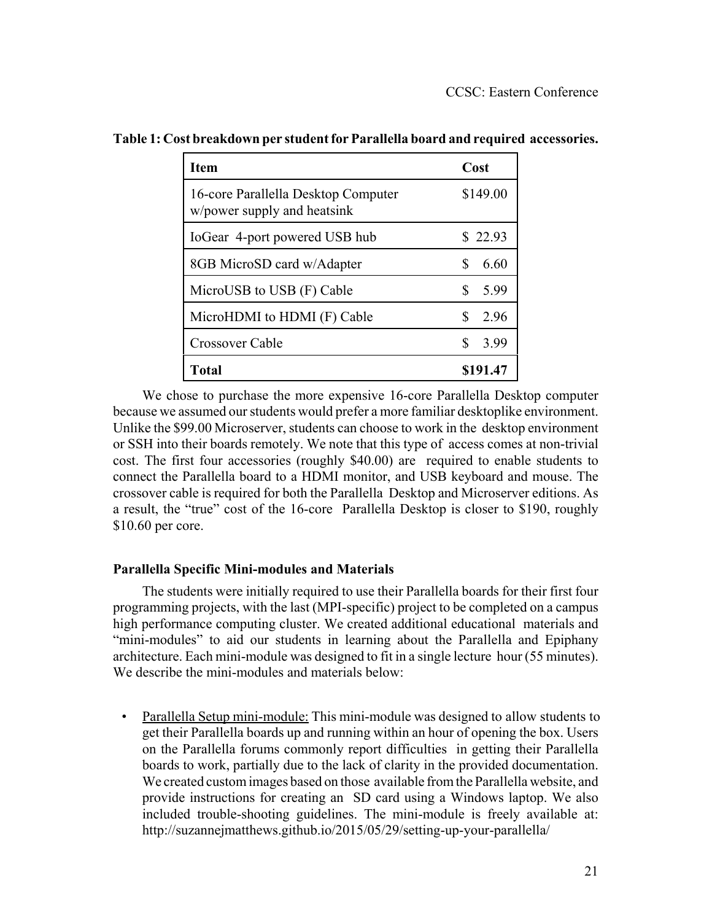**Table 1: Cost breakdown per student for Parallella board and required accessories.**

| Item | Cost |
|---|---|
| 16-core Parallella Desktop Computer w/power supply and heatsink | $149.00 |
| IoGear 4-port powered USB hub | $ 22.93 |
| 8GB MicroSD card w/Adapter | $ 6.60 |
| MicroUSB to USB (F) Cable | $ 5.99 |
| MicroHDMI to HDMI (F) Cable | $ 2.96 |
| Crossover Cable | $ 3.99 |
| **Total** | **$191.47** |

We chose to purchase the more expensive 16-core Parallella Desktop computer because we assumed our students would prefer a more familiar desktoplike environment. Unlike the $99.00 Microserver, students can choose to work in the desktop environment or SSH into their boards remotely. We note that this type of access comes at non-trivial cost. The first four accessories (roughly $40.00) are required to enable students to connect the Parallella board to a HDMI monitor, and USB keyboard and mouse. The crossover cable is required for both the Parallella Desktop and Microserver editions. As a result, the "true" cost of the 16-core Parallella Desktop is closer to $190, roughly $10.60 per core.

### Parallella Specific Mini-modules and Materials

The students were initially required to use their Parallella boards for their first four programming projects, with the last (MPI-specific) project to be completed on a campus high performance computing cluster. We created additional educational materials and "mini-modules" to aid our students in learning about the Parallella and Epiphany architecture. Each mini-module was designed to fit in a single lecture hour (55 minutes). We describe the mini-modules and materials below:

- Parallella Setup mini-module: This mini-module was designed to allow students to get their Parallella boards up and running within an hour of opening the box. Users on the Parallella forums commonly report difficulties in getting their Parallella boards to work, partially due to the lack of clarity in the provided documentation. We created custom images based on those available from the Parallella website, and provide instructions for creating an SD card using a Windows laptop. We also included trouble-shooting guidelines. The mini-module is freely available at: http://suzannejmatthews.github.io/2015/05/29/setting-up-your-parallella/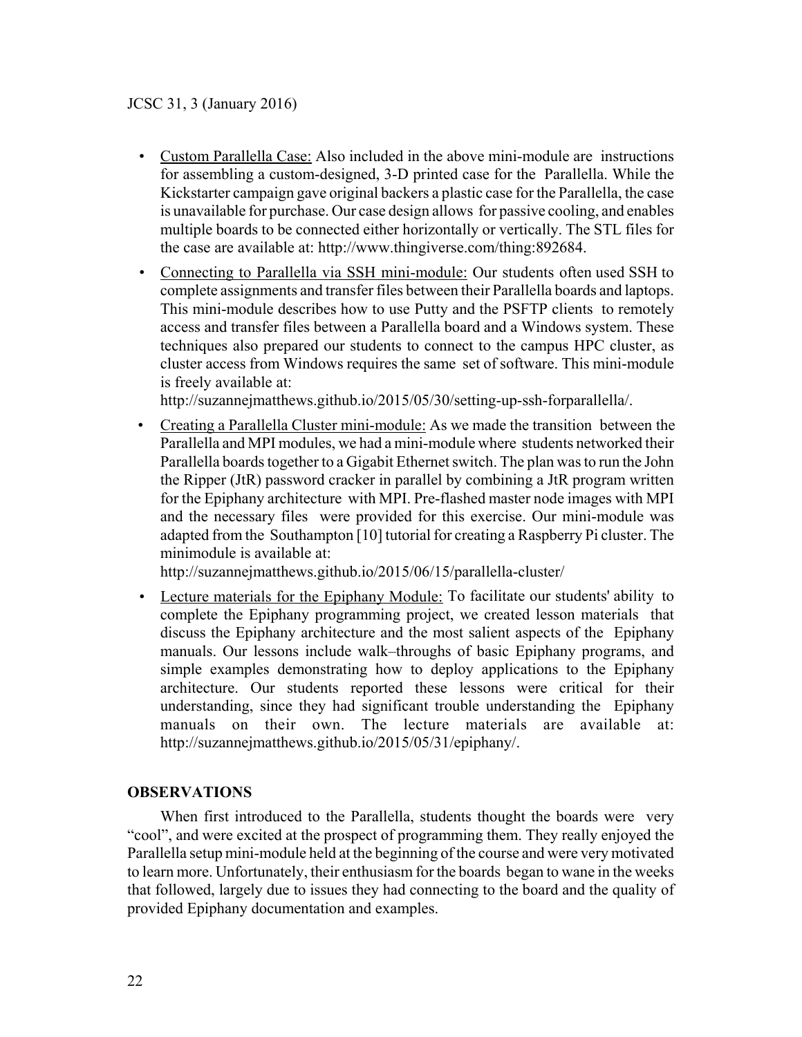- Custom Parallella Case: Also included in the above mini-module are instructions for assembling a custom-designed, 3-D printed case for the Parallella. While the Kickstarter campaign gave original backers a plastic case for the Parallella, the case is unavailable for purchase. Our case design allows for passive cooling, and enables multiple boards to be connected either horizontally or vertically. The STL files for the case are available at: http://www.thingiverse.com/thing:892684.
- Connecting to Parallella via SSH mini-module: Our students often used SSH to complete assignments and transfer files between their Parallella boards and laptops. This mini-module describes how to use Putty and the PSFTP clients to remotely access and transfer files between a Parallella board and a Windows system. These techniques also prepared our students to connect to the campus HPC cluster, as cluster access from Windows requires the same set of software. This mini-module is freely available at: http://suzannejmatthews.github.io/2015/05/30/setting-up-ssh-forparallella/.
- Creating a Parallella Cluster mini-module: As we made the transition between the Parallella and MPI modules, we had a mini-module where students networked their Parallella boards together to a Gigabit Ethernet switch. The plan was to run the John the Ripper (JtR) password cracker in parallel by combining a JtR program written for the Epiphany architecture with MPI. Pre-flashed master node images with MPI and the necessary files were provided for this exercise. Our mini-module was adapted from the Southampton [10] tutorial for creating a Raspberry Pi cluster. The minimodule is available at: http://suzannejmatthews.github.io/2015/06/15/parallella-cluster/
- Lecture materials for the Epiphany Module: To facilitate our students' ability to complete the Epiphany programming project, we created lesson materials that discuss the Epiphany architecture and the most salient aspects of the Epiphany manuals. Our lessons include walk–throughs of basic Epiphany programs, and simple examples demonstrating how to deploy applications to the Epiphany architecture. Our students reported these lessons were critical for their understanding, since they had significant trouble understanding the Epiphany manuals on their own. The lecture materials are available at: http://suzannejmatthews.github.io/2015/05/31/epiphany/.

## OBSERVATIONS

When first introduced to the Parallella, students thought the boards were very "cool", and were excited at the prospect of programming them. They really enjoyed the Parallella setup mini-module held at the beginning of the course and were very motivated to learn more. Unfortunately, their enthusiasm for the boards began to wane in the weeks that followed, largely due to issues they had connecting to the board and the quality of provided Epiphany documentation and examples.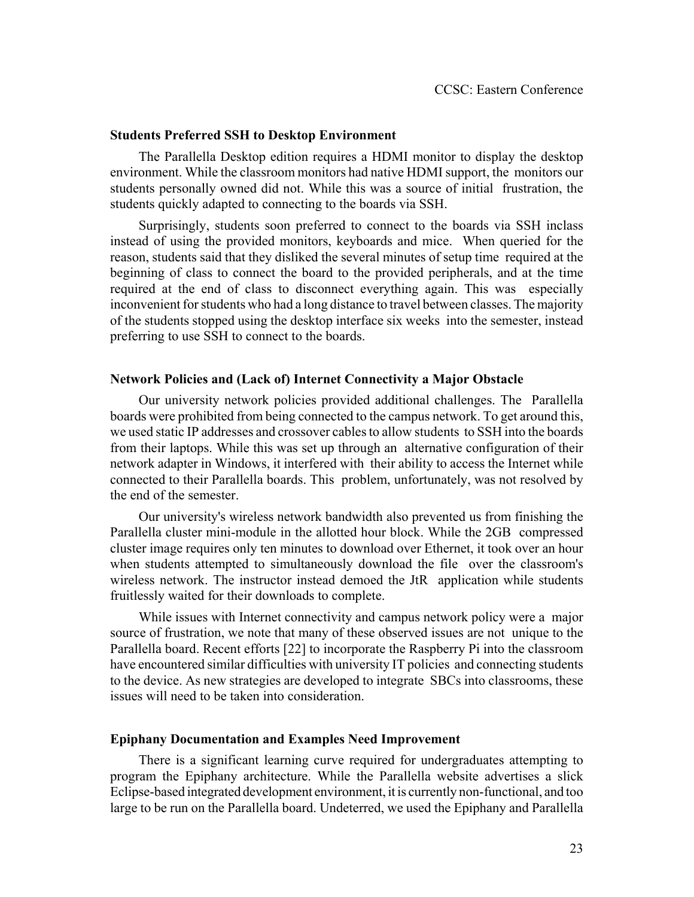### Students Preferred SSH to Desktop Environment

The Parallella Desktop edition requires a HDMI monitor to display the desktop environment. While the classroom monitors had native HDMI support, the monitors our students personally owned did not. While this was a source of initial frustration, the students quickly adapted to connecting to the boards via SSH.

Surprisingly, students soon preferred to connect to the boards via SSH inclass instead of using the provided monitors, keyboards and mice. When queried for the reason, students said that they disliked the several minutes of setup time required at the beginning of class to connect the board to the provided peripherals, and at the time required at the end of class to disconnect everything again. This was especially inconvenient for students who had a long distance to travel between classes. The majority of the students stopped using the desktop interface six weeks into the semester, instead preferring to use SSH to connect to the boards.

### Network Policies and (Lack of) Internet Connectivity a Major Obstacle

Our university network policies provided additional challenges. The Parallella boards were prohibited from being connected to the campus network. To get around this, we used static IP addresses and crossover cables to allow students to SSH into the boards from their laptops. While this was set up through an alternative configuration of their network adapter in Windows, it interfered with their ability to access the Internet while connected to their Parallella boards. This problem, unfortunately, was not resolved by the end of the semester.

Our university's wireless network bandwidth also prevented us from finishing the Parallella cluster mini-module in the allotted hour block. While the 2GB compressed cluster image requires only ten minutes to download over Ethernet, it took over an hour when students attempted to simultaneously download the file over the classroom's wireless network. The instructor instead demoed the JtR application while students fruitlessly waited for their downloads to complete.

While issues with Internet connectivity and campus network policy were a major source of frustration, we note that many of these observed issues are not unique to the Parallella board. Recent efforts [22] to incorporate the Raspberry Pi into the classroom have encountered similar difficulties with university IT policies and connecting students to the device. As new strategies are developed to integrate SBCs into classrooms, these issues will need to be taken into consideration.

### Epiphany Documentation and Examples Need Improvement

There is a significant learning curve required for undergraduates attempting to program the Epiphany architecture. While the Parallella website advertises a slick Eclipse-based integrated development environment, it is currently non-functional, and too large to be run on the Parallella board. Undeterred, we used the Epiphany and Parallella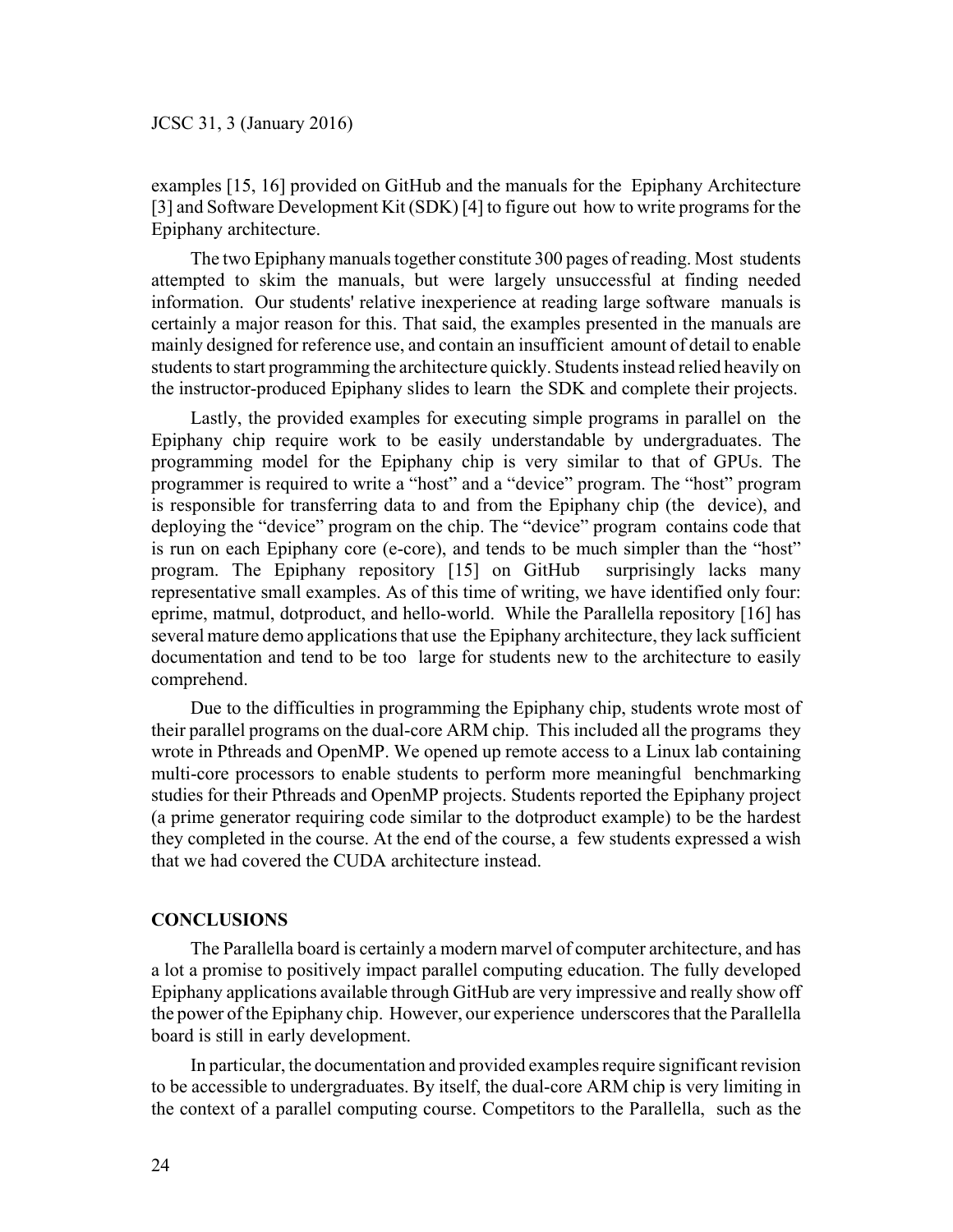examples [15, 16] provided on GitHub and the manuals for the Epiphany Architecture [3] and Software Development Kit (SDK) [4] to figure out how to write programs for the Epiphany architecture.

The two Epiphany manuals together constitute 300 pages of reading. Most students attempted to skim the manuals, but were largely unsuccessful at finding needed information. Our students' relative inexperience at reading large software manuals is certainly a major reason for this. That said, the examples presented in the manuals are mainly designed for reference use, and contain an insufficient amount of detail to enable students to start programming the architecture quickly. Students instead relied heavily on the instructor-produced Epiphany slides to learn the SDK and complete their projects.

Lastly, the provided examples for executing simple programs in parallel on the Epiphany chip require work to be easily understandable by undergraduates. The programming model for the Epiphany chip is very similar to that of GPUs. The programmer is required to write a "host" and a "device" program. The "host" program is responsible for transferring data to and from the Epiphany chip (the device), and deploying the "device" program on the chip. The "device" program contains code that is run on each Epiphany core (e-core), and tends to be much simpler than the "host" program. The Epiphany repository [15] on GitHub surprisingly lacks many representative small examples. As of this time of writing, we have identified only four: eprime, matmul, dotproduct, and hello-world. While the Parallella repository [16] has several mature demo applications that use the Epiphany architecture, they lack sufficient documentation and tend to be too large for students new to the architecture to easily comprehend.

Due to the difficulties in programming the Epiphany chip, students wrote most of their parallel programs on the dual-core ARM chip. This included all the programs they wrote in Pthreads and OpenMP. We opened up remote access to a Linux lab containing multi-core processors to enable students to perform more meaningful benchmarking studies for their Pthreads and OpenMP projects. Students reported the Epiphany project (a prime generator requiring code similar to the dotproduct example) to be the hardest they completed in the course. At the end of the course, a few students expressed a wish that we had covered the CUDA architecture instead.

## CONCLUSIONS

The Parallella board is certainly a modern marvel of computer architecture, and has a lot a promise to positively impact parallel computing education. The fully developed Epiphany applications available through GitHub are very impressive and really show off the power of the Epiphany chip. However, our experience underscores that the Parallella board is still in early development.

In particular, the documentation and provided examples require significant revision to be accessible to undergraduates. By itself, the dual-core ARM chip is very limiting in the context of a parallel computing course. Competitors to the Parallella, such as the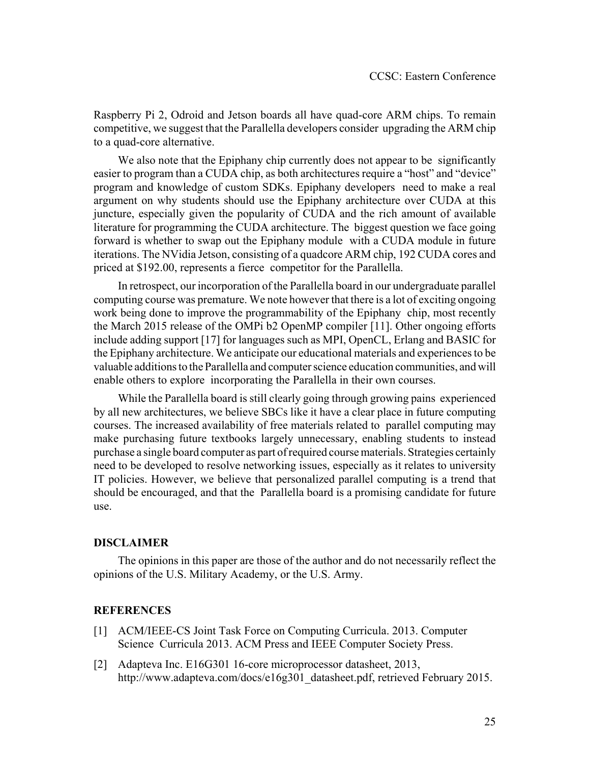Raspberry Pi 2, Odroid and Jetson boards all have quad-core ARM chips. To remain competitive, we suggest that the Parallella developers consider upgrading the ARM chip to a quad-core alternative.

We also note that the Epiphany chip currently does not appear to be significantly easier to program than a CUDA chip, as both architectures require a "host" and "device" program and knowledge of custom SDKs. Epiphany developers need to make a real argument on why students should use the Epiphany architecture over CUDA at this juncture, especially given the popularity of CUDA and the rich amount of available literature for programming the CUDA architecture. The biggest question we face going forward is whether to swap out the Epiphany module with a CUDA module in future iterations. The NVidia Jetson, consisting of a quadcore ARM chip, 192 CUDA cores and priced at $192.00, represents a fierce competitor for the Parallella.

In retrospect, our incorporation of the Parallella board in our undergraduate parallel computing course was premature. We note however that there is a lot of exciting ongoing work being done to improve the programmability of the Epiphany chip, most recently the March 2015 release of the OMPi b2 OpenMP compiler [11]. Other ongoing efforts include adding support [17] for languages such as MPI, OpenCL, Erlang and BASIC for the Epiphany architecture. We anticipate our educational materials and experiences to be valuable additions to the Parallella and computer science education communities, and will enable others to explore incorporating the Parallella in their own courses.

While the Parallella board is still clearly going through growing pains experienced by all new architectures, we believe SBCs like it have a clear place in future computing courses. The increased availability of free materials related to parallel computing may make purchasing future textbooks largely unnecessary, enabling students to instead purchase a single board computer as part of required course materials. Strategies certainly need to be developed to resolve networking issues, especially as it relates to university IT policies. However, we believe that personalized parallel computing is a trend that should be encouraged, and that the Parallella board is a promising candidate for future use.

## DISCLAIMER

The opinions in this paper are those of the author and do not necessarily reflect the opinions of the U.S. Military Academy, or the U.S. Army.

## REFERENCES

[1] ACM/IEEE-CS Joint Task Force on Computing Curricula. 2013. Computer Science Curricula 2013. ACM Press and IEEE Computer Society Press.

[2] Adapteva Inc. E16G301 16-core microprocessor datasheet, 2013, http://www.adapteva.com/docs/e16g301_datasheet.pdf, retrieved February 2015.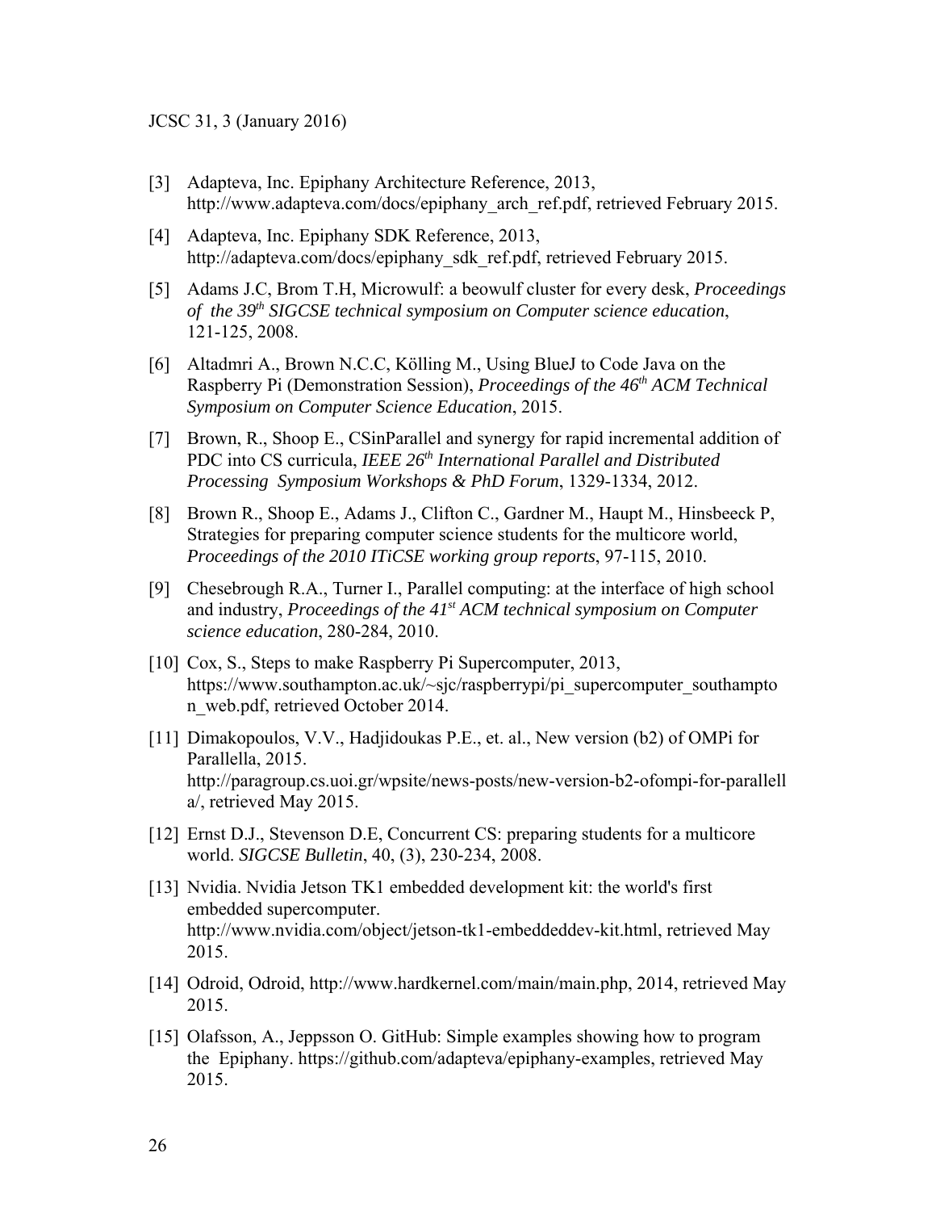[3] Adapteva, Inc. Epiphany Architecture Reference, 2013, http://www.adapteva.com/docs/epiphany_arch_ref.pdf, retrieved February 2015.

[4] Adapteva, Inc. Epiphany SDK Reference, 2013, http://adapteva.com/docs/epiphany_sdk_ref.pdf, retrieved February 2015.

[5] Adams J.C, Brom T.H, Microwulf: a beowulf cluster for every desk, *Proceedings of the 39th SIGCSE technical symposium on Computer science education*, 121-125, 2008.

[6] Altadmri A., Brown N.C.C, Kölling M., Using BlueJ to Code Java on the Raspberry Pi (Demonstration Session), *Proceedings of the 46th ACM Technical Symposium on Computer Science Education*, 2015.

[7] Brown, R., Shoop E., CSinParallel and synergy for rapid incremental addition of PDC into CS curricula, *IEEE 26th International Parallel and Distributed Processing Symposium Workshops & PhD Forum*, 1329-1334, 2012.

[8] Brown R., Shoop E., Adams J., Clifton C., Gardner M., Haupt M., Hinsbeeck P, Strategies for preparing computer science students for the multicore world, *Proceedings of the 2010 ITiCSE working group reports*, 97-115, 2010.

[9] Chesebrough R.A., Turner I., Parallel computing: at the interface of high school and industry, *Proceedings of the 41st ACM technical symposium on Computer science education*, 280-284, 2010.

[10] Cox, S., Steps to make Raspberry Pi Supercomputer, 2013, https://www.southampton.ac.uk/~sjc/raspberrypi/pi_supercomputer_southampton_web.pdf, retrieved October 2014.

[11] Dimakopoulos, V.V., Hadjidoukas P.E., et. al., New version (b2) of OMPi for Parallella, 2015. http://paragroup.cs.uoi.gr/wpsite/news-posts/new-version-b2-ofompi-for-parallella/, retrieved May 2015.

[12] Ernst D.J., Stevenson D.E, Concurrent CS: preparing students for a multicore world. *SIGCSE Bulletin*, 40, (3), 230-234, 2008.

[13] Nvidia. Nvidia Jetson TK1 embedded development kit: the world's first embedded supercomputer. http://www.nvidia.com/object/jetson-tk1-embeddeddev-kit.html, retrieved May 2015.

[14] Odroid, Odroid, http://www.hardkernel.com/main/main.php, 2014, retrieved May 2015.

[15] Olafsson, A., Jeppsson O. GitHub: Simple examples showing how to program the Epiphany. https://github.com/adapteva/epiphany-examples, retrieved May 2015.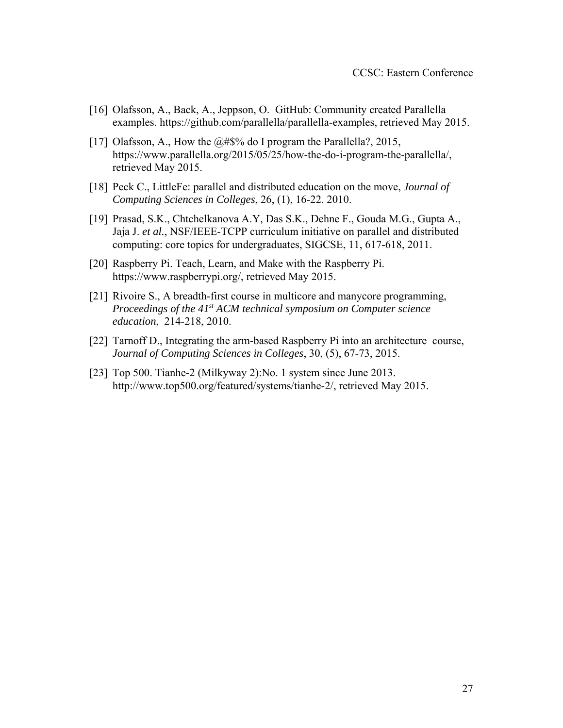[16] Olafsson, A., Back, A., Jeppson, O. GitHub: Community created Parallella examples. https://github.com/parallella/parallella-examples, retrieved May 2015.

[17] Olafsson, A., How the @#$% do I program the Parallella?, 2015, https://www.parallella.org/2015/05/25/how-the-do-i-program-the-parallella/, retrieved May 2015.

[18] Peck C., LittleFe: parallel and distributed education on the move, *Journal of Computing Sciences in Colleges*, 26, (1), 16-22. 2010.

[19] Prasad, S.K., Chtchelkanova A.Y, Das S.K., Dehne F., Gouda M.G., Gupta A., Jaja J. *et al.*, NSF/IEEE-TCPP curriculum initiative on parallel and distributed computing: core topics for undergraduates, SIGCSE, 11, 617-618, 2011.

[20] Raspberry Pi. Teach, Learn, and Make with the Raspberry Pi. https://www.raspberrypi.org/, retrieved May 2015.

[21] Rivoire S., A breadth-first course in multicore and manycore programming, *Proceedings of the 41st ACM technical symposium on Computer science education*, 214-218, 2010.

[22] Tarnoff D., Integrating the arm-based Raspberry Pi into an architecture course, *Journal of Computing Sciences in Colleges*, 30, (5), 67-73, 2015.

[23] Top 500. Tianhe-2 (Milkyway 2):No. 1 system since June 2013. http://www.top500.org/featured/systems/tianhe-2/, retrieved May 2015.